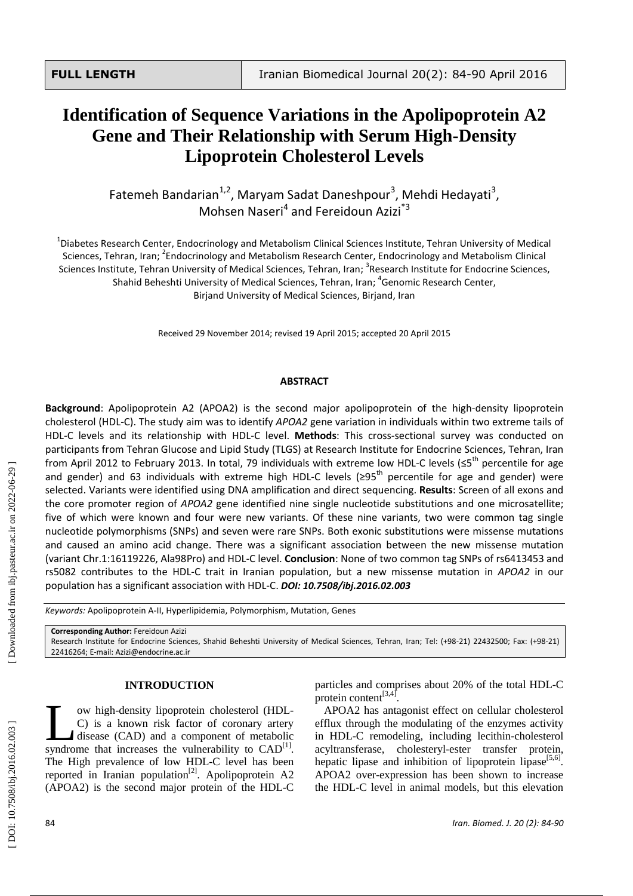FULL LENGTH

# Identification of Sequence Variations in the Apolipoprotein A2 Gene and Their Relationship with Serum High-Density Lipoprotein Cholesterol Levels

Fatemeh Bandarian[1,2], Maryam Sadat Daneshpour[3], Mehdi Hedayati[3], Mohsen Naseri[4] and Fereidoun Azizi[*3]

[1]Diabetes Research Center, Endocrinology and Metabolism Clinical Sciences Institute, Tehran University of Medical Sciences, Tehran, Iran; [2]Endocrinology and Metabolism Research Center, Endocrinology and Metabolism Clinical Sciences Institute, Tehran University of Medical Sciences, Tehran, Iran; [3]Research Institute for Endocrine Sciences, Shahid Beheshti University of Medical Sciences, Tehran, Iran; [4]Genomic Research Center, Birjand University of Medical Sciences, Birjand, Iran

Received 29 November 2014; revised 19 April 2015; accepted 20 April 2015

## ABSTRACT

**Background**: Apolipoprotein A2 (APOA2) is the second major apolipoprotein of the high-density lipoprotein cholesterol (HDL-C). The study aim was to identify *APOA2* gene variation in individuals within two extreme tails of HDL-C levels and its relationship with HDL-C level. **Methods**: This cross-sectional survey was conducted on participants from Tehran Glucose and Lipid Study (TLGS) at Research Institute for Endocrine Sciences, Tehran, Iran from April 2012 to February 2013. In total, 79 individuals with extreme low HDL-C levels (≤5[th] percentile for age and gender) and 63 individuals with extreme high HDL-C levels (≥95[th] percentile for age and gender) were selected. Variants were identified using DNA amplification and direct sequencing. **Results**: Screen of all exons and the core promoter region of *APOA2* gene identified nine single nucleotide substitutions and one microsatellite; five of which were known and four were new variants. Of these nine variants, two were common tag single nucleotide polymorphisms (SNPs) and seven were rare SNPs. Both exonic substitutions were missense mutations and caused an amino acid change. There was a significant association between the new missense mutation (variant Chr.1:16119226, Ala98Pro) and HDL-C level. **Conclusion**: None of two common tag SNPs of rs6413453 and rs5082 contributes to the HDL-C trait in Iranian population, but a new missense mutation in *APOA2* in our population has a significant association with HDL-C. ***DOI: 10.7508/ibj.2016.02.003***

*Keywords:* Apolipoprotein A-II, Hyperlipidemia, Polymorphism, Mutation, Genes

**Corresponding Author:** Fereidoun Azizi
Research Institute for Endocrine Sciences, Shahid Beheshti University of Medical Sciences, Tehran, Iran; Tel: (+98-21) 22432500; Fax: (+98-21) 22416264; E-mail: Azizi@endocrine.ac.ir

## INTRODUCTION

Low high-density lipoprotein cholesterol (HDL-C) is a known risk factor of coronary artery disease (CAD) and a component of metabolic syndrome that increases the vulnerability to CAD[1]. The High prevalence of low HDL-C level has been reported in Iranian population[2]. Apolipoprotein A2 (APOA2) is the second major protein of the HDL-C particles and comprises about 20% of the total HDL-C protein content[3,4].

APOA2 has antagonist effect on cellular cholesterol efflux through the modulating of the enzymes activity in HDL-C remodeling, including lecithin-cholesterol acyltransferase, cholesteryl-ester transfer protein, hepatic lipase and inhibition of lipoprotein lipase[5,6]. APOA2 over-expression has been shown to increase the HDL-C level in animal models, but this elevation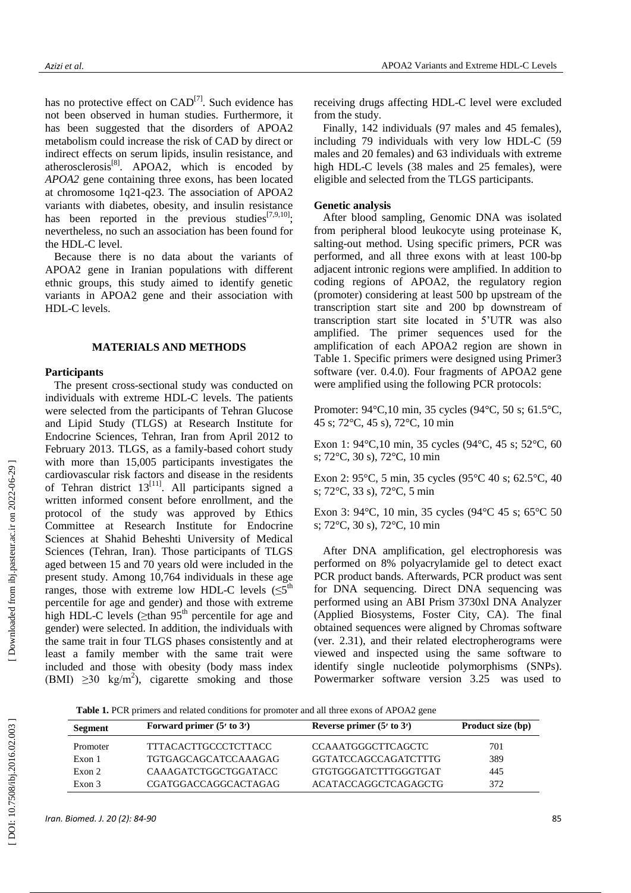has no protective effect on CAD[7]. Such evidence has not been observed in human studies. Furthermore, it has been suggested that the disorders of APOA2 metabolism could increase the risk of CAD by direct or indirect effects on serum lipids, insulin resistance, and atherosclerosis[8]. APOA2, which is encoded by *APOA2* gene containing three exons, has been located at chromosome 1q21-q23. The association of APOA2 variants with diabetes, obesity, and insulin resistance has been reported in the previous studies[7,9,10]; nevertheless, no such an association has been found for the HDL-C level.

Because there is no data about the variants of APOA2 gene in Iranian populations with different ethnic groups, this study aimed to identify genetic variants in APOA2 gene and their association with HDL-C levels.

## MATERIALS AND METHODS

### Participants

The present cross-sectional study was conducted on individuals with extreme HDL-C levels. The patients were selected from the participants of Tehran Glucose and Lipid Study (TLGS) at Research Institute for Endocrine Sciences, Tehran, Iran from April 2012 to February 2013. TLGS, as a family-based cohort study with more than 15,005 participants investigates the cardiovascular risk factors and disease in the residents of Tehran district 13[11]. All participants signed a written informed consent before enrollment, and the protocol of the study was approved by Ethics Committee at Research Institute for Endocrine Sciences at Shahid Beheshti University of Medical Sciences (Tehran, Iran). Those participants of TLGS aged between 15 and 70 years old were included in the present study. Among 10,764 individuals in these age ranges, those with extreme low HDL-C levels ($\leq 5^{th}$ percentile for age and gender) and those with extreme high HDL-C levels ($\geq$than $95^{th}$ percentile for age and gender) were selected. In addition, the individuals with the same trait in four TLGS phases consistently and at least a family member with the same trait were included and those with obesity (body mass index (BMI) $\geq 30$ kg/m$^2$), cigarette smoking and those receiving drugs affecting HDL-C level were excluded from the study.

Finally, 142 individuals (97 males and 45 females), including 79 individuals with very low HDL-C (59 males and 20 females) and 63 individuals with extreme high HDL-C levels (38 males and 25 females), were eligible and selected from the TLGS participants.

### Genetic analysis

After blood sampling, Genomic DNA was isolated from peripheral blood leukocyte using proteinase K, salting-out method. Using specific primers, PCR was performed, and all three exons with at least 100-bp adjacent intronic regions were amplified. In addition to coding regions of APOA2, the regulatory region (promoter) considering at least 500 bp upstream of the transcription start site and 200 bp downstream of transcription start site located in 5'UTR was also amplified. The primer sequences used for the amplification of each APOA2 region are shown in Table 1. Specific primers were designed using Primer3 software (ver. 0.4.0). Four fragments of APOA2 gene were amplified using the following PCR protocols:

Promoter: 94°C,10 min, 35 cycles (94°C, 50 s; 61.5°C, 45 s; 72°C, 45 s), 72°C, 10 min

Exon 1: 94°C,10 min, 35 cycles (94°C, 45 s; 52°C, 60 s; 72°C, 30 s), 72°C, 10 min

Exon 2: 95°C, 5 min, 35 cycles (95°C 40 s; 62.5°C, 40 s; 72°C, 33 s), 72°C, 5 min

Exon 3: 94°C, 10 min, 35 cycles (94°C 45 s; 65°C 50 s; 72°C, 30 s), 72°C, 10 min

After DNA amplification, gel electrophoresis was performed on 8% polyacrylamide gel to detect exact PCR product bands. Afterwards, PCR product was sent for DNA sequencing. Direct DNA sequencing was performed using an ABI Prism 3730xl DNA Analyzer (Applied Biosystems, Foster City, CA). The final obtained sequences were aligned by Chromas software (ver. 2.31), and their related electropherograms were viewed and inspected using the same software to identify single nucleotide polymorphisms (SNPs). Powermarker software version 3.25 was used to

**Table 1.** PCR primers and related conditions for promoter and all three exons of APOA2 gene

| Segment | Forward primer (5′ to 3′) | Reverse primer (5′ to 3′) | Product size (bp) |
|---|---|---|---|
| Promoter | TTTACACTTGCCCTCTTACC | CCAAATGGGCTTCAGCTC | 701 |
| Exon 1 | TGTGAGCAGCATCCAAAGAG | GGTATCCAGCCAGATCTTTG | 389 |
| Exon 2 | CAAAGATCTGGCTGGATACC | GTGTGGGATCTTTGGGTGAT | 445 |
| Exon 3 | CGATGGACCAGGCACTAGAG | ACATACCAGGCTCAGAGCTG | 372 |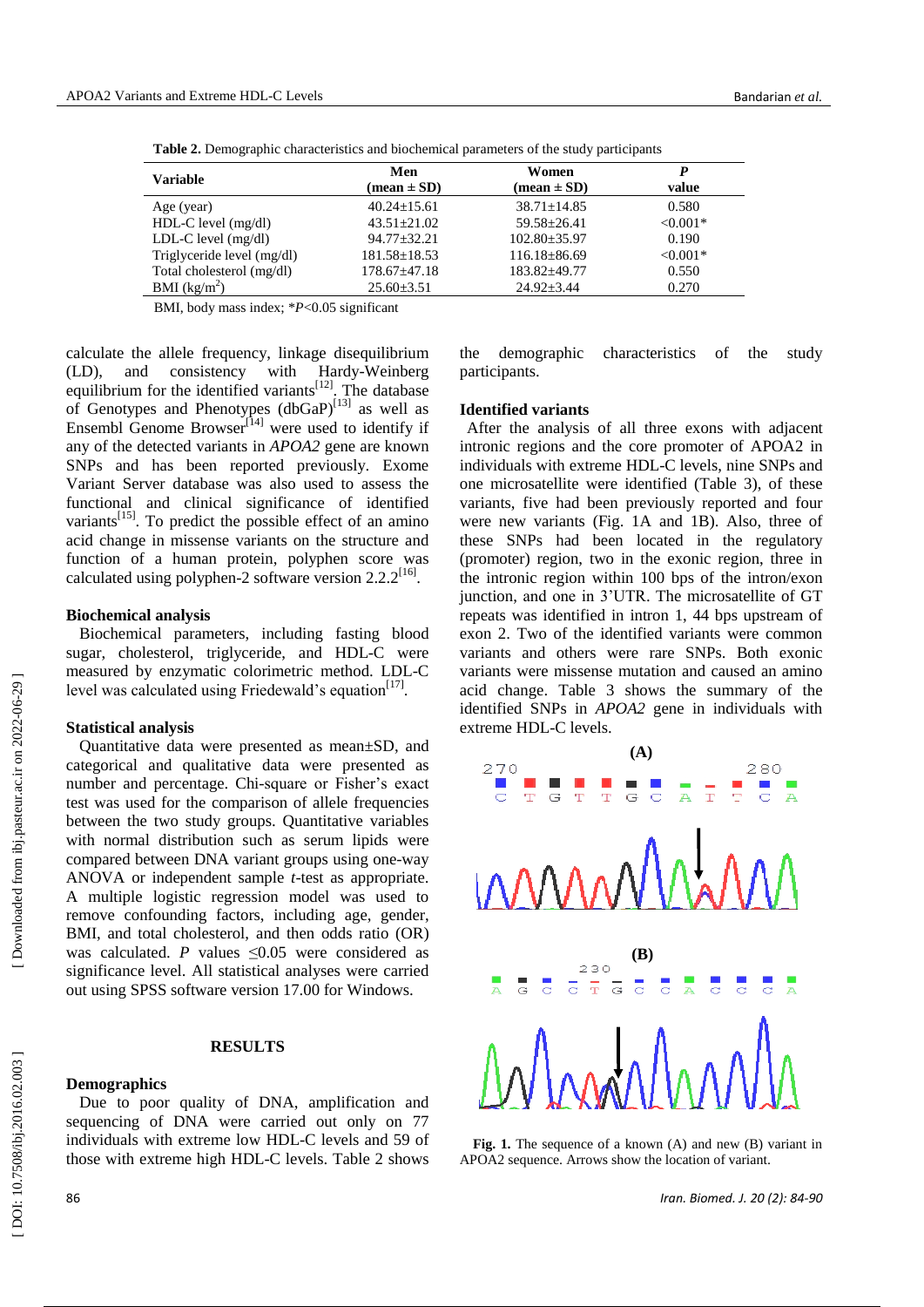**Table 2.** Demographic characteristics and biochemical parameters of the study participants

| Variable | Men (mean ± SD) | Women (mean ± SD) | *P* value |
|---|---|---|---|
| Age (year) | 40.24±15.61 | 38.71±14.85 | 0.580 |
| HDL-C level (mg/dl) | 43.51±21.02 | 59.58±26.41 | <0.001* |
| LDL-C level (mg/dl) | 94.77±32.21 | 102.80±35.97 | 0.190 |
| Triglyceride level (mg/dl) | 181.58±18.53 | 116.18±86.69 | <0.001* |
| Total cholesterol (mg/dl) | 178.67±47.18 | 183.82±49.77 | 0.550 |
| BMI (kg/m$^2$) | 25.60±3.51 | 24.92±3.44 | 0.270 |

BMI, body mass index; **P*<0.05 significant

calculate the allele frequency, linkage disequilibrium (LD), and consistency with Hardy-Weinberg equilibrium for the identified variants[12]. The database of Genotypes and Phenotypes (dbGaP)[13] as well as Ensembl Genome Browser[14] were used to identify if any of the detected variants in *APOA2* gene are known SNPs and has been reported previously. Exome Variant Server database was also used to assess the functional and clinical significance of identified variants[15]. To predict the possible effect of an amino acid change in missense variants on the structure and function of a human protein, polyphen score was calculated using polyphen-2 software version 2.2.2[16].

### Biochemical analysis

Biochemical parameters, including fasting blood sugar, cholesterol, triglyceride, and HDL-C were measured by enzymatic colorimetric method. LDL-C level was calculated using Friedewald's equation[17].

### Statistical analysis

Quantitative data were presented as mean±SD, and categorical and qualitative data were presented as number and percentage. Chi-square or Fisher's exact test was used for the comparison of allele frequencies between the two study groups. Quantitative variables with normal distribution such as serum lipids were compared between DNA variant groups using one-way ANOVA or independent sample *t*-test as appropriate. A multiple logistic regression model was used to remove confounding factors, including age, gender, BMI, and total cholesterol, and then odds ratio (OR) was calculated. *P* values ≤0.05 were considered as significance level. All statistical analyses were carried out using SPSS software version 17.00 for Windows.

## RESULTS

### Demographics

Due to poor quality of DNA, amplification and sequencing of DNA were carried out only on 77 individuals with extreme low HDL-C levels and 59 of those with extreme high HDL-C levels. Table 2 shows the demographic characteristics of the study participants.

### Identified variants

After the analysis of all three exons with adjacent intronic regions and the core promoter of APOA2 in individuals with extreme HDL-C levels, nine SNPs and one microsatellite were identified (Table 3), of these variants, five had been previously reported and four were new variants (Fig. 1A and 1B). Also, three of these SNPs had been located in the regulatory (promoter) region, two in the exonic region, three in the intronic region within 100 bps of the intron/exon junction, and one in 3'UTR. The microsatellite of GT repeats was identified in intron 1, 44 bps upstream of exon 2. Two of the identified variants were common variants and others were rare SNPs. Both exonic variants were missense mutation and caused an amino acid change. Table 3 shows the summary of the identified SNPs in *APOA2* gene in individuals with extreme HDL-C levels.

**Fig. 1.** The sequence of a known (A) and new (B) variant in APOA2 sequence. Arrows show the location of variant.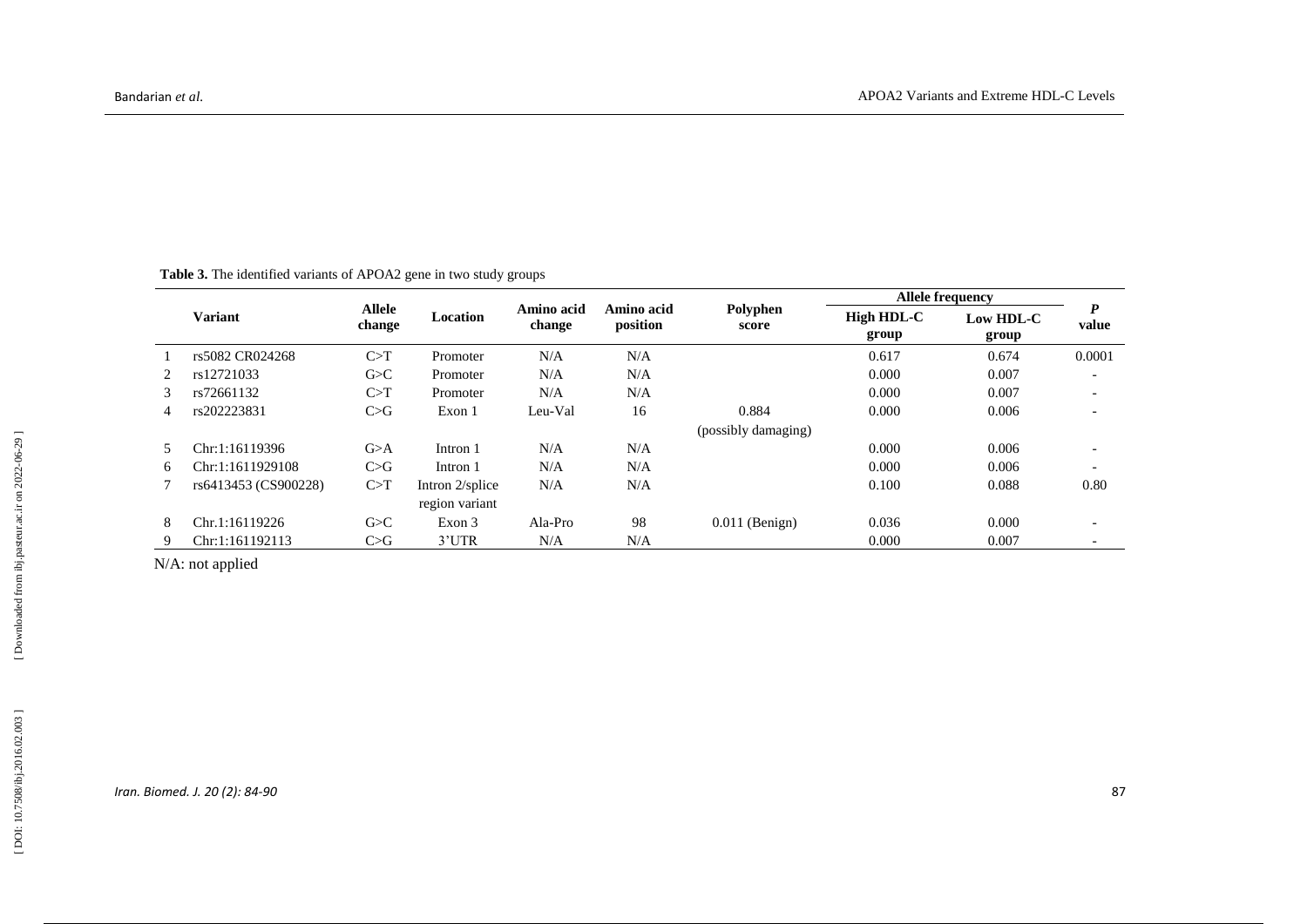**Table 3.** The identified variants of APOA2 gene in two study groups

| | Variant | Allele change | Location | Amino acid change | Amino acid position | Polyphen score | Allele frequency | | *P* value |
|---|---|---|---|---|---|---|---|---|---|
| | | | | | | | High HDL-C group | Low HDL-C group | |
| 1 | rs5082 CR024268 | C>T | Promoter | N/A | N/A | | 0.617 | 0.674 | 0.0001 |
| 2 | rs12721033 | G>C | Promoter | N/A | N/A | | 0.000 | 0.007 | - |
| 3 | rs72661132 | C>T | Promoter | N/A | N/A | | 0.000 | 0.007 | - |
| 4 | rs202223831 | C>G | Exon 1 | Leu-Val | 16 | 0.884 (possibly damaging) | 0.000 | 0.006 | - |
| 5 | Chr:1:16119396 | G>A | Intron 1 | N/A | N/A | | 0.000 | 0.006 | - |
| 6 | Chr:1:1611929108 | C>G | Intron 1 | N/A | N/A | | 0.000 | 0.006 | - |
| 7 | rs6413453 (CS900228) | C>T | Intron 2/splice region variant | N/A | N/A | | 0.100 | 0.088 | 0.80 |
| 8 | Chr.1:16119226 | G>C | Exon 3 | Ala-Pro | 98 | 0.011 (Benign) | 0.036 | 0.000 | - |
| 9 | Chr:1:161192113 | C>G | 3'UTR | N/A | N/A | | 0.000 | 0.007 | - |

N/A: not applied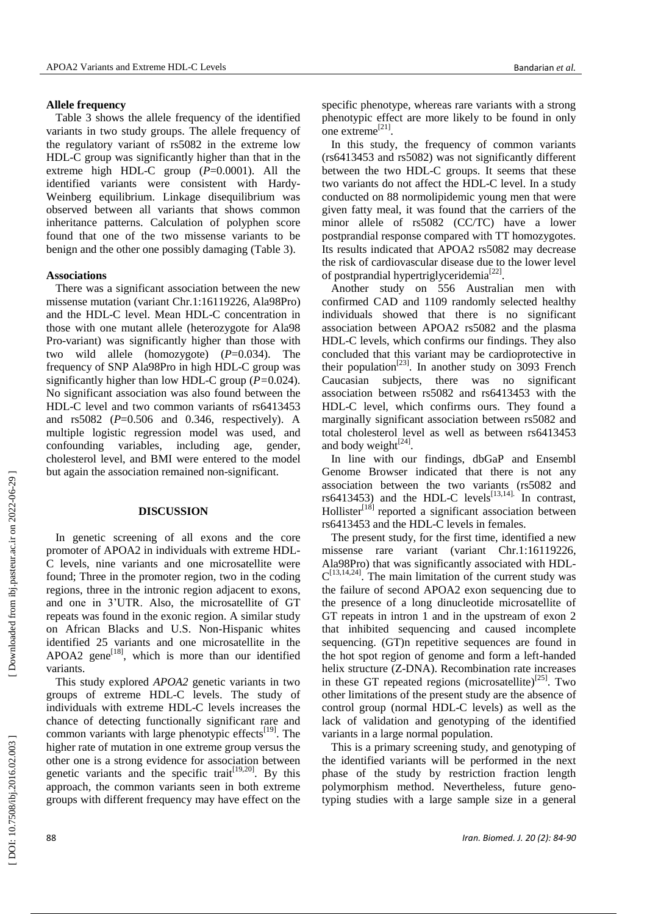**Allele frequency**

Table 3 shows the allele frequency of the identified variants in two study groups. The allele frequency of the regulatory variant of rs5082 in the extreme low HDL-C group was significantly higher than that in the extreme high HDL-C group ($P$=0.0001). All the identified variants were consistent with Hardy-Weinberg equilibrium. Linkage disequilibrium was observed between all variants that shows common inheritance patterns. Calculation of polyphen score found that one of the two missense variants to be benign and the other one possibly damaging (Table 3).

**Associations**

There was a significant association between the new missense mutation (variant Chr.1:16119226, Ala98Pro) and the HDL-C level. Mean HDL-C concentration in those with one mutant allele (heterozygote for Ala98 Pro-variant) was significantly higher than those with two wild allele (homozygote) ($P$=0.034). The frequency of SNP Ala98Pro in high HDL-C group was significantly higher than low HDL-C group ($P$=0.024). No significant association was also found between the HDL-C level and two common variants of rs6413453 and rs5082 ($P$=0.506 and 0.346, respectively). A multiple logistic regression model was used, and confounding variables, including age, gender, cholesterol level, and BMI were entered to the model but again the association remained non-significant.

## DISCUSSION

In genetic screening of all exons and the core promoter of APOA2 in individuals with extreme HDL-C levels, nine variants and one microsatellite were found; Three in the promoter region, two in the coding regions, three in the intronic region adjacent to exons, and one in 3'UTR. Also, the microsatellite of GT repeats was found in the exonic region. A similar study on African Blacks and U.S. Non-Hispanic whites identified 25 variants and one microsatellite in the APOA2 gene[18], which is more than our identified variants.

This study explored *APOA2* genetic variants in two groups of extreme HDL-C levels. The study of individuals with extreme HDL-C levels increases the chance of detecting functionally significant rare and common variants with large phenotypic effects[19]. The higher rate of mutation in one extreme group versus the other one is a strong evidence for association between genetic variants and the specific trait[19,20]. By this approach, the common variants seen in both extreme groups with different frequency may have effect on the specific phenotype, whereas rare variants with a strong phenotypic effect are more likely to be found in only one extreme[21].

In this study, the frequency of common variants (rs6413453 and rs5082) was not significantly different between the two HDL-C groups. It seems that these two variants do not affect the HDL-C level. In a study conducted on 88 normolipidemic young men that were given fatty meal, it was found that the carriers of the minor allele of rs5082 (CC/TC) have a lower postprandial response compared with TT homozygotes. Its results indicated that APOA2 rs5082 may decrease the risk of cardiovascular disease due to the lower level of postprandial hypertriglyceridemia[22].

Another study on 556 Australian men with confirmed CAD and 1109 randomly selected healthy individuals showed that there is no significant association between APOA2 rs5082 and the plasma HDL-C levels, which confirms our findings. They also concluded that this variant may be cardioprotective in their population[23]. In another study on 3093 French Caucasian subjects, there was no significant association between rs5082 and rs6413453 with the HDL-C level, which confirms ours. They found a marginally significant association between rs5082 and total cholesterol level as well as between rs6413453 and body weight[24].

In line with our findings, dbGaP and Ensembl Genome Browser indicated that there is not any association between the two variants (rs5082 and rs6413453) and the HDL-C levels[13,14]. In contrast, Hollister[18] reported a significant association between rs6413453 and the HDL-C levels in females.

The present study, for the first time, identified a new missense rare variant (variant Chr.1:16119226, Ala98Pro) that was significantly associated with HDL-C[13,14,24]. The main limitation of the current study was the failure of second APOA2 exon sequencing due to the presence of a long dinucleotide microsatellite of GT repeats in intron 1 and in the upstream of exon 2 that inhibited sequencing and caused incomplete sequencing. (GT)n repetitive sequences are found in the hot spot region of genome and form a left-handed helix structure (Z-DNA). Recombination rate increases in these GT repeated regions (microsatellite)[25]. Two other limitations of the present study are the absence of control group (normal HDL-C levels) as well as the lack of validation and genotyping of the identified variants in a large normal population.

This is a primary screening study, and genotyping of the identified variants will be performed in the next phase of the study by restriction fraction length polymorphism method. Nevertheless, future genotyping studies with a large sample size in a general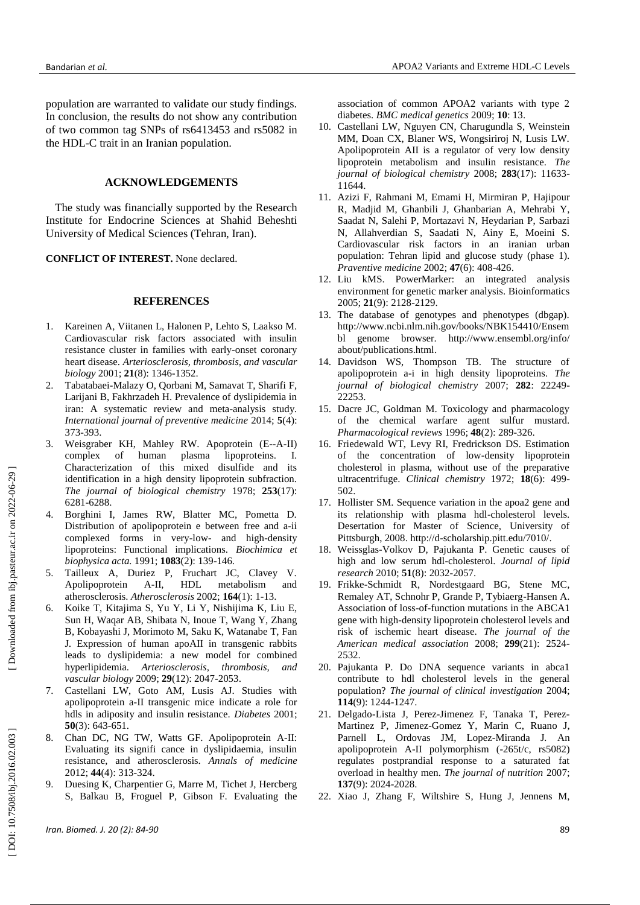population are warranted to validate our study findings. In conclusion, the results do not show any contribution of two common tag SNPs of rs6413453 and rs5082 in the HDL-C trait in an Iranian population.

## ACKNOWLEDGEMENTS

The study was financially supported by the Research Institute for Endocrine Sciences at Shahid Beheshti University of Medical Sciences (Tehran, Iran).

**CONFLICT OF INTEREST.** None declared.

## REFERENCES

1. Kareinen A, Viitanen L, Halonen P, Lehto S, Laakso M. Cardiovascular risk factors associated with insulin resistance cluster in families with early-onset coronary heart disease. *Arteriosclerosis, thrombosis, and vascular biology* 2001; **21**(8): 1346-1352.
2. Tabatabaei-Malazy O, Qorbani M, Samavat T, Sharifi F, Larijani B, Fakhrzadeh H. Prevalence of dyslipidemia in iran: A systematic review and meta-analysis study. *International journal of preventive medicine* 2014; **5**(4): 373-393.
3. Weisgraber KH, Mahley RW. Apoprotein (E--A-II) complex of human plasma lipoproteins. I. Characterization of this mixed disulfide and its identification in a high density lipoprotein subfraction. *The journal of biological chemistry* 1978; **253**(17): 6281-6288.
4. Borghini I, James RW, Blatter MC, Pometta D. Distribution of apolipoprotein e between free and a-ii complexed forms in very-low- and high-density lipoproteins: Functional implications. *Biochimica et biophysica acta.* 1991; **1083**(2): 139-146.
5. Tailleux A, Duriez P, Fruchart JC, Clavey V. Apolipoprotein A-II, HDL metabolism and atherosclerosis. *Atherosclerosis* 2002; **164**(1): 1-13.
6. Koike T, Kitajima S, Yu Y, Li Y, Nishijima K, Liu E, Sun H, Waqar AB, Shibata N, Inoue T, Wang Y, Zhang B, Kobayashi J, Morimoto M, Saku K, Watanabe T, Fan J. Expression of human apoAII in transgenic rabbits leads to dyslipidemia: a new model for combined hyperlipidemia. *Arteriosclerosis, thrombosis, and vascular biology* 2009; **29**(12): 2047-2053.
7. Castellani LW, Goto AM, Lusis AJ. Studies with apolipoprotein a-II transgenic mice indicate a role for hdls in adiposity and insulin resistance. *Diabetes* 2001; **50**(3): 643-651.
8. Chan DC, NG TW, Watts GF. Apolipoprotein A-II: Evaluating its signifi cance in dyslipidaemia, insulin resistance, and atherosclerosis. *Annals of medicine* 2012; **44**(4): 313-324.
9. Duesing K, Charpentier G, Marre M, Tichet J, Hercberg S, Balkau B, Froguel P, Gibson F. Evaluating the association of common APOA2 variants with type 2 diabetes. *BMC medical genetics* 2009; **10**: 13.
10. Castellani LW, Nguyen CN, Charugundla S, Weinstein MM, Doan CX, Blaner WS, Wongsiriroj N, Lusis LW. Apolipoprotein AII is a regulator of very low density lipoprotein metabolism and insulin resistance. *The journal of biological chemistry* 2008; **283**(17): 11633-11644.
11. Azizi F, Rahmani M, Emami H, Mirmiran P, Hajipour R, Madjid M, Ghanbili J, Ghanbarian A, Mehrabi Y, Saadat N, Salehi P, Mortazavi N, Heydarian P, Sarbazi N, Allahverdian S, Saadati N, Ainy E, Moeini S. Cardiovascular risk factors in an iranian urban population: Tehran lipid and glucose study (phase 1). *Praventive medicine* 2002; **47**(6): 408-426.
12. Liu kMS. PowerMarker: an integrated analysis environment for genetic marker analysis. Bioinformatics 2005; **21**(9): 2128-2129.
13. The database of genotypes and phenotypes (dbgap). http://www.ncbi.nlm.nih.gov/books/NBK154410/Ensembl genome browser. http://www.ensembl.org/info/about/publications.html.
14. Davidson WS, Thompson TB. The structure of apolipoprotein a-i in high density lipoproteins. *The journal of biological chemistry* 2007; **282**: 22249-22253.
15. Dacre JC, Goldman M. Toxicology and pharmacology of the chemical warfare agent sulfur mustard. *Pharmacological reviews* 1996; **48**(2): 289-326.
16. Friedewald WT, Levy RI, Fredrickson DS. Estimation of the concentration of low-density lipoprotein cholesterol in plasma, without use of the preparative ultracentrifuge. *Clinical chemistry* 1972; **18**(6): 499-502.
17. Hollister SM. Sequence variation in the apoa2 gene and its relationship with plasma hdl-cholesterol levels. Desertation for Master of Science, University of Pittsburgh, 2008. http://d-scholarship.pitt.edu/7010/.
18. Weissglas-Volkov D, Pajukanta P. Genetic causes of high and low serum hdl-cholesterol. *Journal of lipid research* 2010; **51**(8): 2032-2057.
19. Frikke-Schmidt R, Nordestgaard BG, Stene MC, Remaley AT, Schnohr P, Grande P, Tybiaerg-Hansen A. Association of loss-of-function mutations in the ABCA1 gene with high-density lipoprotein cholesterol levels and risk of ischemic heart disease. *The journal of the American medical association* 2008; **299**(21): 2524-2532.
20. Pajukanta P. Do DNA sequence variants in abca1 contribute to hdl cholesterol levels in the general population? *The journal of clinical investigation* 2004; **114**(9): 1244-1247.
21. Delgado-Lista J, Perez-Jimenez F, Tanaka T, Perez-Martinez P, Jimenez-Gomez Y, Marin C, Ruano J, Parnell L, Ordovas JM, Lopez-Miranda J. An apolipoprotein A-II polymorphism (-265t/c, rs5082) regulates postprandial response to a saturated fat overload in healthy men. *The journal of nutrition* 2007; **137**(9): 2024-2028.
22. Xiao J, Zhang F, Wiltshire S, Hung J, Jennens M,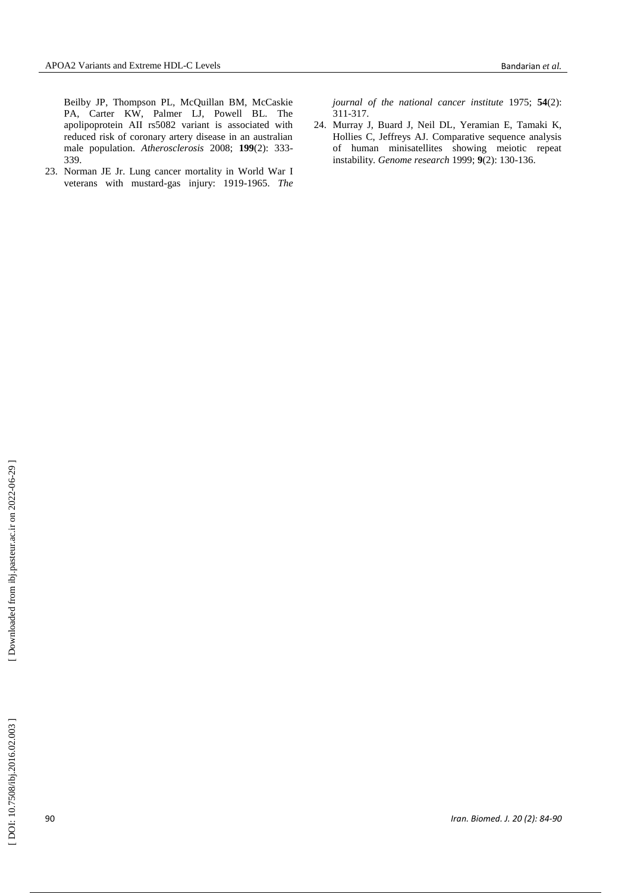Beilby JP, Thompson PL, McQuillan BM, McCaskie PA, Carter KW, Palmer LJ, Powell BL. The apolipoprotein AII rs5082 variant is associated with reduced risk of coronary artery disease in an australian male population. *Atherosclerosis* 2008; **199**(2): 333-339.

23. Norman JE Jr. Lung cancer mortality in World War I veterans with mustard-gas injury: 1919-1965. *The journal of the national cancer institute* 1975; **54**(2): 311-317.
24. Murray J, Buard J, Neil DL, Yeramian E, Tamaki K, Hollies C, Jeffreys AJ. Comparative sequence analysis of human minisatellites showing meiotic repeat instability. *Genome research* 1999; **9**(2): 130-136.